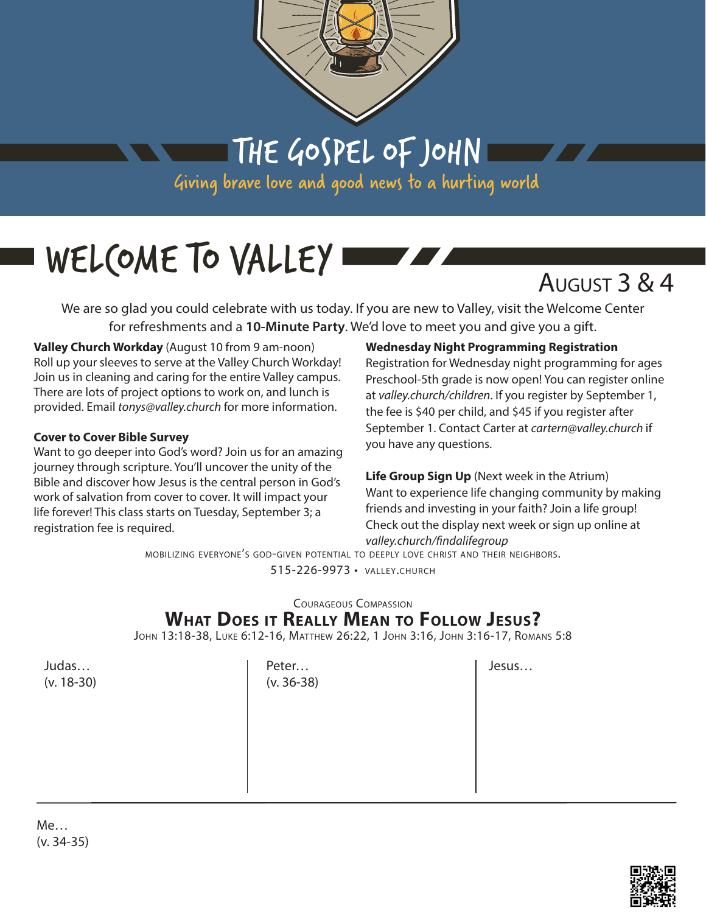# THE GOSPEL OF JOHN

Giving brave love and good news to a hurting world

## WELCOME TO VALLEY

AUGUST 3 & 4

We are so glad you could celebrate with us today. If you are new to Valley, visit the Welcome Center for refreshments and a **10-Minute Party**. We'd love to meet you and give you a gift.

**Valley Church Workday** (August 10 from 9 am-noon)
Roll up your sleeves to serve at the Valley Church Workday! Join us in cleaning and caring for the entire Valley campus. There are lots of project options to work on, and lunch is provided. Email *tonys@valley.church* for more information.

**Cover to Cover Bible Survey**
Want to go deeper into God's word? Join us for an amazing journey through scripture. You'll uncover the unity of the Bible and discover how Jesus is the central person in God's work of salvation from cover to cover. It will impact your life forever! This class starts on Tuesday, September 3; a registration fee is required.

**Wednesday Night Programming Registration**
Registration for Wednesday night programming for ages Preschool-5th grade is now open! You can register online at *valley.church/children*. If you register by September 1, the fee is $40 per child, and $45 if you register after September 1. Contact Carter at *cartern@valley.church* if you have any questions.

**Life Group Sign Up** (Next week in the Atrium)
Want to experience life changing community by making friends and investing in your faith? Join a life group! Check out the display next week or sign up online at *valley.church/findalifegroup*

MOBILIZING EVERYONE'S GOD-GIVEN POTENTIAL TO DEEPLY LOVE CHRIST AND THEIR NEIGHBORS.

515-226-9973 • VALLEY.CHURCH

COURAGEOUS COMPASSION

## WHAT DOES IT REALLY MEAN TO FOLLOW JESUS?

JOHN 13:18-38, LUKE 6:12-16, MATTHEW 26:22, 1 JOHN 3:16, JOHN 3:16-17, ROMANS 5:8

Judas…
(v. 18-30)

Peter…
(v. 36-38)

Jesus…

Me…
(v. 34-35)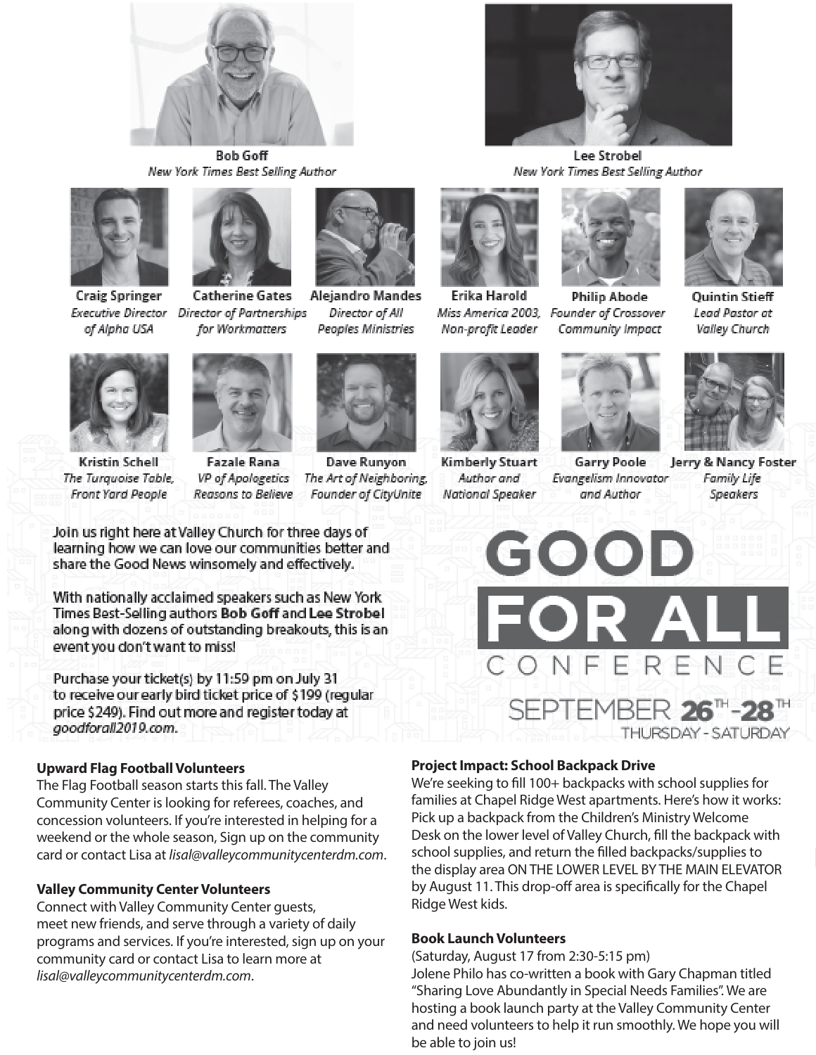**Bob Goff**
*New York Times Best Selling Author*

**Lee Strobel**
*New York Times Best Selling Author*

**Craig Springer**
*Executive Director of Alpha USA*

**Catherine Gates**
*Director of Partnerships for Workmatters*

**Alejandro Mandes**
*Director of All Peoples Ministries*

**Erika Harold**
*Miss America 2003, Non-profit Leader*

**Philip Abode**
*Founder of Crossover Community Impact*

**Quintin Stieff**
*Lead Pastor at Valley Church*

**Kristin Schell**
*The Turquoise Table, Front Yard People*

**Fazale Rana**
*VP of Apologetics Reasons to Believe*

**Dave Runyon**
*The Art of Neighboring, Founder of CityUnite*

**Kimberly Stuart**
*Author and National Speaker*

**Garry Poole**
*Evangelism Innovator and Author*

**Jerry & Nancy Foster**
*Family Life Speakers*

# GOOD FOR ALL CONFERENCE

## SEPTEMBER 26TH-28TH
THURSDAY - SATURDAY

Join us right here at Valley Church for three days of learning how we can love our communities better and share the Good News winsomely and effectively.

With nationally acclaimed speakers such as New York Times Best-Selling authors **Bob Goff** and **Lee Strobel** along with dozens of outstanding breakouts, this is an event you don't want to miss!

Purchase your ticket(s) by 11:59 pm on July 31 to receive our early bird ticket price of $199 (regular price $249). Find out more and register today at *goodforall2019.com*.

### Upward Flag Football Volunteers

The Flag Football season starts this fall. The Valley Community Center is looking for referees, coaches, and concession volunteers. If you're interested in helping for a weekend or the whole season, Sign up on the community card or contact Lisa at *lisal@valleycommunitycenterdm.com*.

### Valley Community Center Volunteers

Connect with Valley Community Center guests, meet new friends, and serve through a variety of daily programs and services. If you're interested, sign up on your community card or contact Lisa to learn more at *lisal@valleycommunitycenterdm.com*.

### Project Impact: School Backpack Drive

We're seeking to fill 100+ backpacks with school supplies for families at Chapel Ridge West apartments. Here's how it works: Pick up a backpack from the Children's Ministry Welcome Desk on the lower level of Valley Church, fill the backpack with school supplies, and return the filled backpacks/supplies to the display area ON THE LOWER LEVEL BY THE MAIN ELEVATOR by August 11. This drop-off area is specifically for the Chapel Ridge West kids.

### Book Launch Volunteers

(Saturday, August 17 from 2:30-5:15 pm)

Jolene Philo has co-written a book with Gary Chapman titled "Sharing Love Abundantly in Special Needs Families". We are hosting a book launch party at the Valley Community Center and need volunteers to help it run smoothly. We hope you will be able to join us!